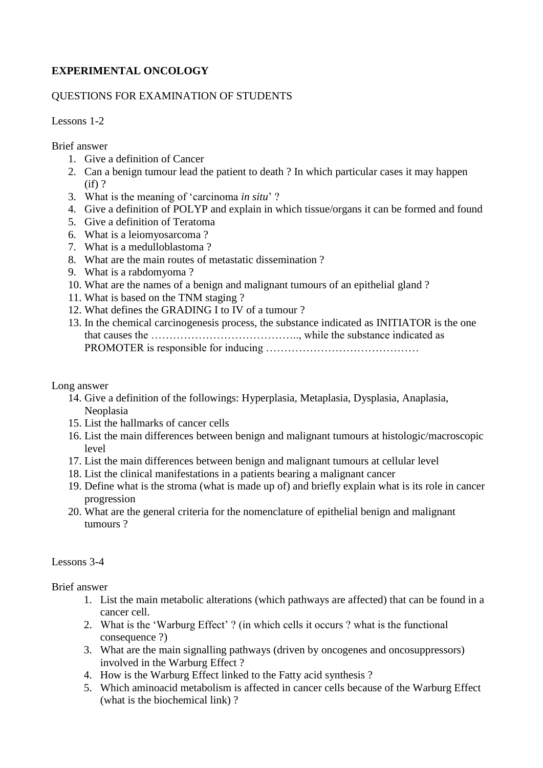**EXPERIMENTAL ONCOLOGY**

QUESTIONS FOR EXAMINATION OF STUDENTS

Lessons 1-2

Brief answer

1. Give a definition of Cancer
2. Can a benign tumour lead the patient to death ? In which particular cases it may happen (if) ?
3. What is the meaning of 'carcinoma *in situ*' ?
4. Give a definition of POLYP and explain in which tissue/organs it can be formed and found
5. Give a definition of Teratoma
6. What is a leiomyosarcoma ?
7. What is a medulloblastoma ?
8. What are the main routes of metastatic dissemination ?
9. What is a rabdomyoma ?
10. What are the names of a benign and malignant tumours of an epithelial gland ?
11. What is based on the TNM staging ?
12. What defines the GRADING I to IV of a tumour ?
13. In the chemical carcinogenesis process, the substance indicated as INITIATOR is the one that causes the ………………………………….., while the substance indicated as PROMOTER is responsible for inducing ……………………………………

Long answer

14. Give a definition of the followings: Hyperplasia, Metaplasia, Dysplasia, Anaplasia, Neoplasia
15. List the hallmarks of cancer cells
16. List the main differences between benign and malignant tumours at histologic/macroscopic level
17. List the main differences between benign and malignant tumours at cellular level
18. List the clinical manifestations in a patients bearing a malignant cancer
19. Define what is the stroma (what is made up of) and briefly explain what is its role in cancer progression
20. What are the general criteria for the nomenclature of epithelial benign and malignant tumours ?

Lessons 3-4

Brief answer

1. List the main metabolic alterations (which pathways are affected) that can be found in a cancer cell.
2. What is the 'Warburg Effect' ? (in which cells it occurs ? what is the functional consequence ?)
3. What are the main signalling pathways (driven by oncogenes and oncosuppressors) involved in the Warburg Effect ?
4. How is the Warburg Effect linked to the Fatty acid synthesis ?
5. Which aminoacid metabolism is affected in cancer cells because of the Warburg Effect (what is the biochemical link) ?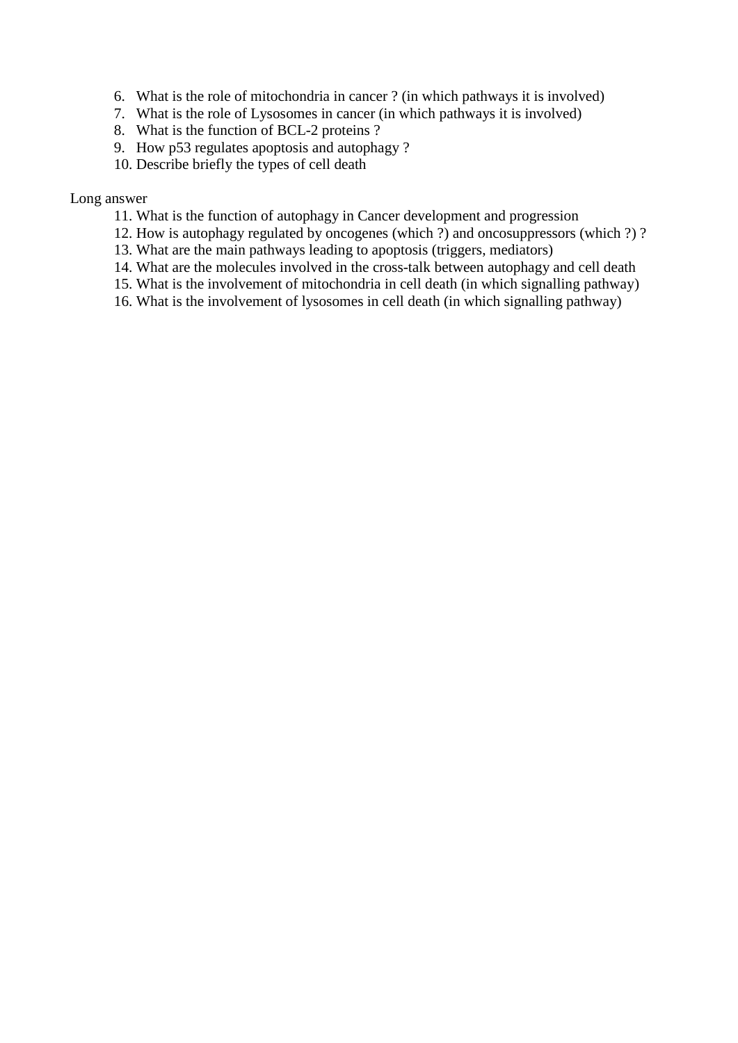6. What is the role of mitochondria in cancer ? (in which pathways it is involved)
7. What is the role of Lysosomes in cancer (in which pathways it is involved)
8. What is the function of BCL-2 proteins ?
9. How p53 regulates apoptosis and autophagy ?
10. Describe briefly the types of cell death

Long answer

11. What is the function of autophagy in Cancer development and progression
12. How is autophagy regulated by oncogenes (which ?) and oncosuppressors (which ?) ?
13. What are the main pathways leading to apoptosis (triggers, mediators)
14. What are the molecules involved in the cross-talk between autophagy and cell death
15. What is the involvement of mitochondria in cell death (in which signalling pathway)
16. What is the involvement of lysosomes in cell death (in which signalling pathway)